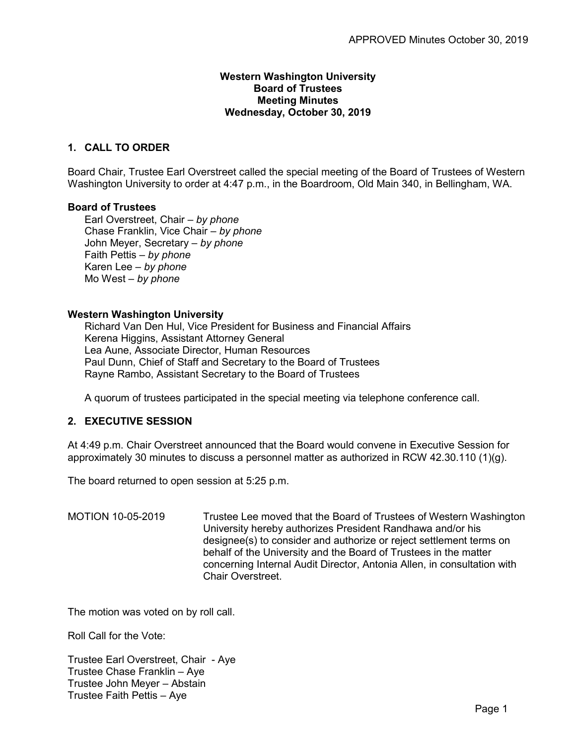APPROVED Minutes October 30, 2019

**Western Washington University**
**Board of Trustees**
**Meeting Minutes**
**Wednesday, October 30, 2019**

## 1. CALL TO ORDER

Board Chair, Trustee Earl Overstreet called the special meeting of the Board of Trustees of Western Washington University to order at 4:47 p.m., in the Boardroom, Old Main 340, in Bellingham, WA.

**Board of Trustees**

Earl Overstreet, Chair – *by phone*
Chase Franklin, Vice Chair – *by phone*
John Meyer, Secretary – *by phone*
Faith Pettis – *by phone*
Karen Lee – *by phone*
Mo West – *by phone*

**Western Washington University**

Richard Van Den Hul, Vice President for Business and Financial Affairs
Kerena Higgins, Assistant Attorney General
Lea Aune, Associate Director, Human Resources
Paul Dunn, Chief of Staff and Secretary to the Board of Trustees
Rayne Rambo, Assistant Secretary to the Board of Trustees

A quorum of trustees participated in the special meeting via telephone conference call.

## 2. EXECUTIVE SESSION

At 4:49 p.m. Chair Overstreet announced that the Board would convene in Executive Session for approximately 30 minutes to discuss a personnel matter as authorized in RCW 42.30.110 (1)(g).

The board returned to open session at 5:25 p.m.

MOTION 10-05-2019 Trustee Lee moved that the Board of Trustees of Western Washington University hereby authorizes President Randhawa and/or his designee(s) to consider and authorize or reject settlement terms on behalf of the University and the Board of Trustees in the matter concerning Internal Audit Director, Antonia Allen, in consultation with Chair Overstreet.

The motion was voted on by roll call.

Roll Call for the Vote:

Trustee Earl Overstreet, Chair - Aye
Trustee Chase Franklin – Aye
Trustee John Meyer – Abstain
Trustee Faith Pettis – Aye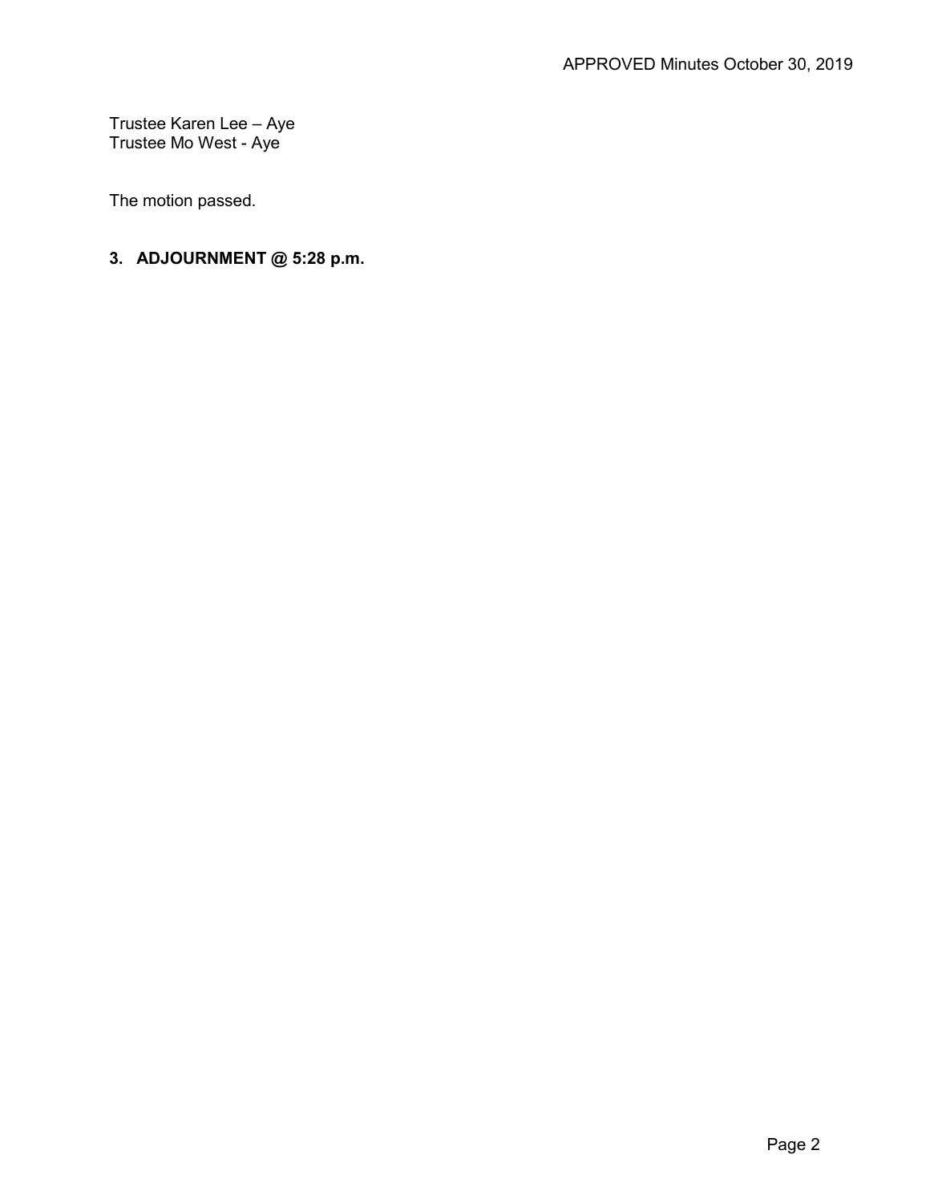Trustee Karen Lee – Aye
Trustee Mo West - Aye

The motion passed.

**3. ADJOURNMENT @ 5:28 p.m.**